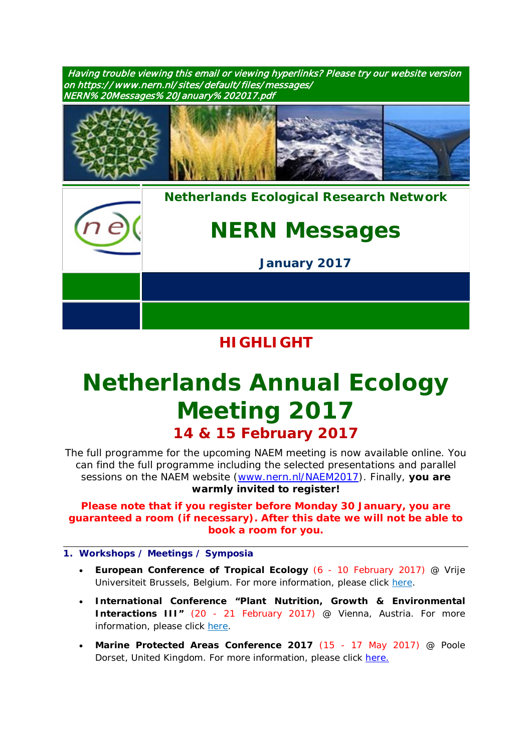*Having trouble viewing this email or viewing hyperlinks? Please try our website version on https://www.nern.nl/sites/default/files/messages/NERN%20Messages%20January%202017.pdf*

**Netherlands Ecological Research Network**

# NERN Messages

**January 2017**

## HIGHLIGHT

# Netherlands Annual Ecology Meeting 2017

## 14 & 15 February 2017

The full programme for the upcoming NAEM meeting is now available online. You can find the full programme including the selected presentations and parallel sessions on the NAEM website ([www.nern.nl/NAEM2017](www.nern.nl/NAEM2017)). Finally, **you are warmly invited to register!**

**Please note that if you register before Monday 30 January, you are guaranteed a room (if necessary). After this date we will not be able to book a room for you.**

### 1. Workshops / Meetings / Symposia

- **European Conference of Tropical Ecology** (6 - 10 February 2017) @ Vrije Universiteit Brussels, Belgium. For more information, please click here.
- **International Conference "Plant Nutrition, Growth & Environmental Interactions III"** (20 - 21 February 2017) @ Vienna, Austria. For more information, please click here.
- **Marine Protected Areas Conference 2017** (15 - 17 May 2017) @ Poole Dorset, United Kingdom. For more information, please click here.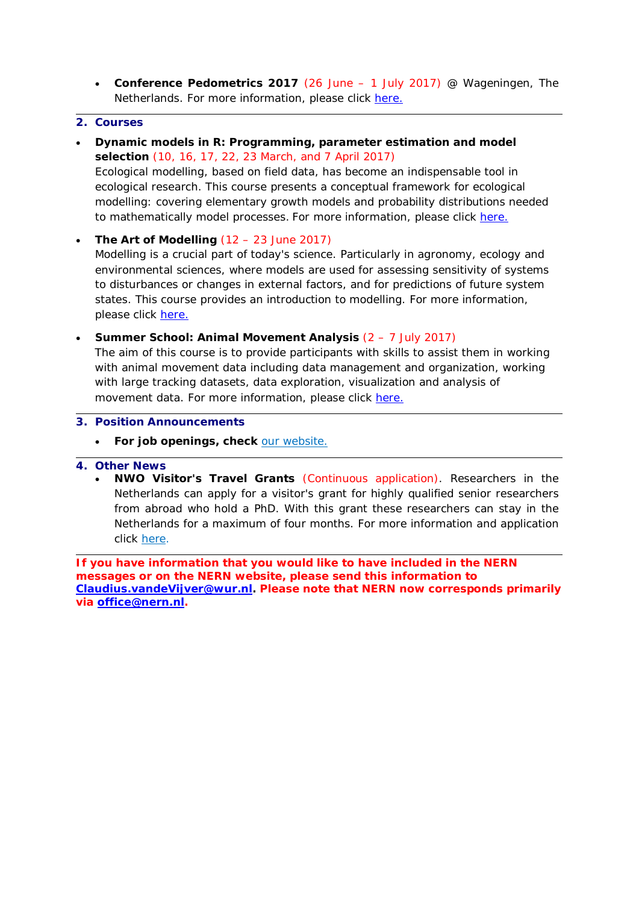- **Conference Pedometrics 2017** (26 June – 1 July 2017) @ Wageningen, The Netherlands. For more information, please click here.

---

## 2. Courses

- **Dynamic models in R: Programming, parameter estimation and model selection** (10, 16, 17, 22, 23 March, and 7 April 2017)
  Ecological modelling, based on field data, has become an indispensable tool in ecological research. This course presents a conceptual framework for ecological modelling: covering elementary growth models and probability distributions needed to mathematically model processes. For more information, please click here.

- **The Art of Modelling** (12 – 23 June 2017)
  Modelling is a crucial part of today's science. Particularly in agronomy, ecology and environmental sciences, where models are used for assessing sensitivity of systems to disturbances or changes in external factors, and for predictions of future system states. This course provides an introduction to modelling. For more information, please click here.

- **Summer School: Animal Movement Analysis** (2 – 7 July 2017)
  The aim of this course is to provide participants with skills to assist them in working with animal movement data including data management and organization, working with large tracking datasets, data exploration, visualization and analysis of movement data. For more information, please click here.

---

## 3. Position Announcements

- **For job openings, check** our website.

---

## 4. Other News

- **NWO Visitor's Travel Grants** (Continuous application). Researchers in the Netherlands can apply for a visitor's grant for highly qualified senior researchers from abroad who hold a PhD. With this grant these researchers can stay in the Netherlands for a maximum of four months. For more information and application click here.

---

**If you have information that you would like to have included in the NERN messages or on the NERN website, please send this information to Claudius.vandeVijver@wur.nl. Please note that NERN now corresponds primarily via office@nern.nl.**